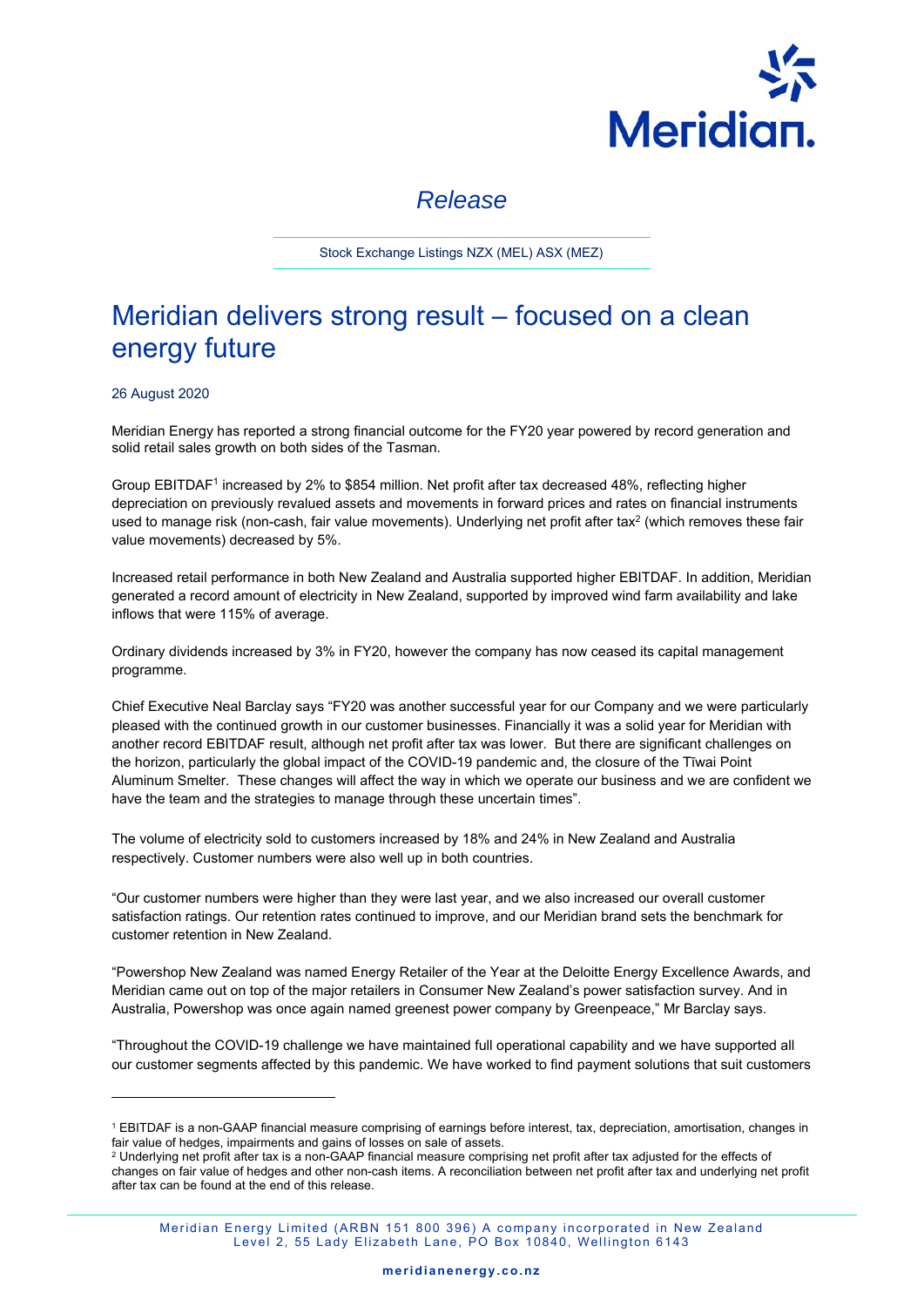# Release

Stock Exchange Listings NZX (MEL) ASX (MEZ)

# Meridian delivers strong result – focused on a clean energy future

26 August 2020

Meridian Energy has reported a strong financial outcome for the FY20 year powered by record generation and solid retail sales growth on both sides of the Tasman.

Group EBITDAF[1] increased by 2% to $854 million. Net profit after tax decreased 48%, reflecting higher depreciation on previously revalued assets and movements in forward prices and rates on financial instruments used to manage risk (non-cash, fair value movements). Underlying net profit after tax[2] (which removes these fair value movements) decreased by 5%.

Increased retail performance in both New Zealand and Australia supported higher EBITDAF. In addition, Meridian generated a record amount of electricity in New Zealand, supported by improved wind farm availability and lake inflows that were 115% of average.

Ordinary dividends increased by 3% in FY20, however the company has now ceased its capital management programme.

Chief Executive Neal Barclay says "FY20 was another successful year for our Company and we were particularly pleased with the continued growth in our customer businesses. Financially it was a solid year for Meridian with another record EBITDAF result, although net profit after tax was lower. But there are significant challenges on the horizon, particularly the global impact of the COVID-19 pandemic and, the closure of the Tiwai Point Aluminum Smelter. These changes will affect the way in which we operate our business and we are confident we have the team and the strategies to manage through these uncertain times".

The volume of electricity sold to customers increased by 18% and 24% in New Zealand and Australia respectively. Customer numbers were also well up in both countries.

"Our customer numbers were higher than they were last year, and we also increased our overall customer satisfaction ratings. Our retention rates continued to improve, and our Meridian brand sets the benchmark for customer retention in New Zealand.

"Powershop New Zealand was named Energy Retailer of the Year at the Deloitte Energy Excellence Awards, and Meridian came out on top of the major retailers in Consumer New Zealand's power satisfaction survey. And in Australia, Powershop was once again named greenest power company by Greenpeace," Mr Barclay says.

"Throughout the COVID-19 challenge we have maintained full operational capability and we have supported all our customer segments affected by this pandemic. We have worked to find payment solutions that suit customers

---

[1] EBITDAF is a non-GAAP financial measure comprising of earnings before interest, tax, depreciation, amortisation, changes in fair value of hedges, impairments and gains of losses on sale of assets.

[2] Underlying net profit after tax is a non-GAAP financial measure comprising net profit after tax adjusted for the effects of changes on fair value of hedges and other non-cash items. A reconciliation between net profit after tax and underlying net profit after tax can be found at the end of this release.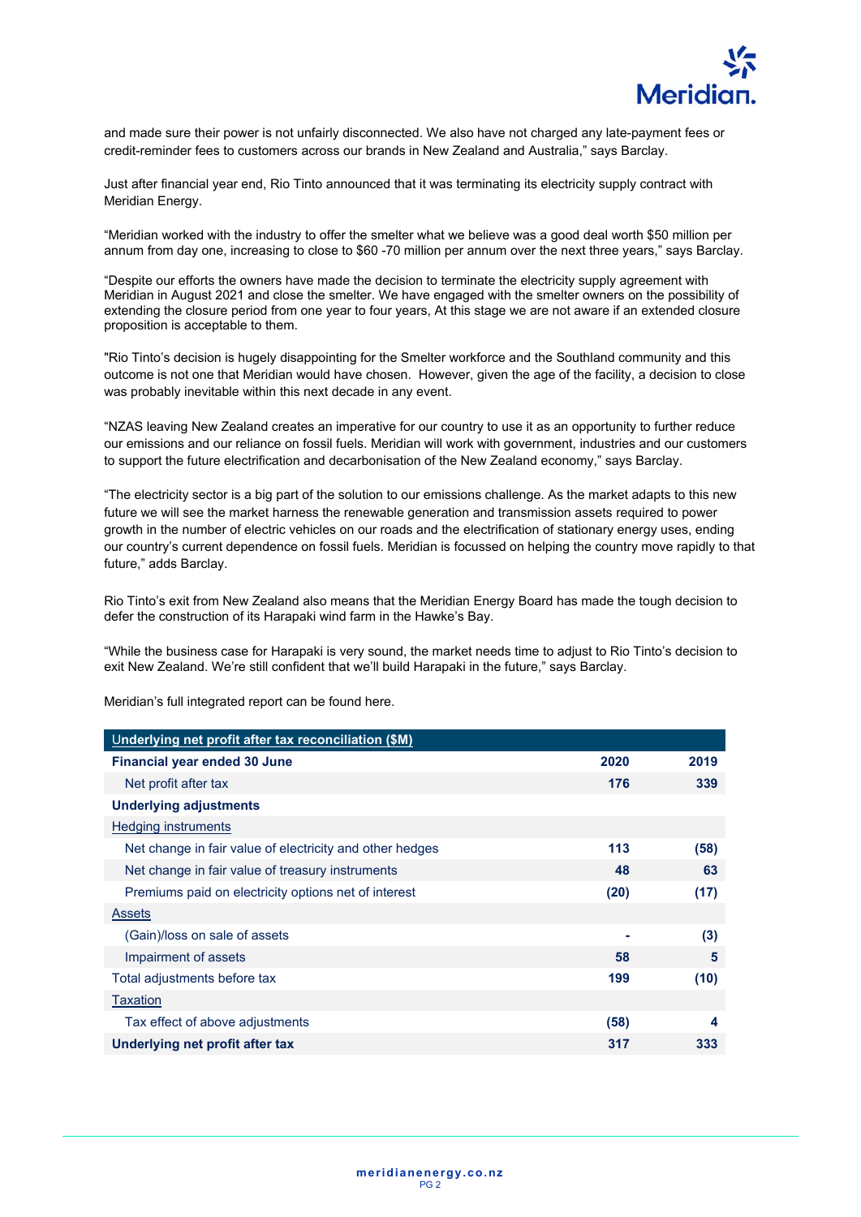and made sure their power is not unfairly disconnected. We also have not charged any late-payment fees or credit-reminder fees to customers across our brands in New Zealand and Australia," says Barclay.

Just after financial year end, Rio Tinto announced that it was terminating its electricity supply contract with Meridian Energy.

"Meridian worked with the industry to offer the smelter what we believe was a good deal worth $50 million per annum from day one, increasing to close to $60 -70 million per annum over the next three years," says Barclay.

"Despite our efforts the owners have made the decision to terminate the electricity supply agreement with Meridian in August 2021 and close the smelter. We have engaged with the smelter owners on the possibility of extending the closure period from one year to four years, At this stage we are not aware if an extended closure proposition is acceptable to them.

"Rio Tinto's decision is hugely disappointing for the Smelter workforce and the Southland community and this outcome is not one that Meridian would have chosen. However, given the age of the facility, a decision to close was probably inevitable within this next decade in any event.

"NZAS leaving New Zealand creates an imperative for our country to use it as an opportunity to further reduce our emissions and our reliance on fossil fuels. Meridian will work with government, industries and our customers to support the future electrification and decarbonisation of the New Zealand economy," says Barclay.

"The electricity sector is a big part of the solution to our emissions challenge. As the market adapts to this new future we will see the market harness the renewable generation and transmission assets required to power growth in the number of electric vehicles on our roads and the electrification of stationary energy uses, ending our country's current dependence on fossil fuels. Meridian is focussed on helping the country move rapidly to that future," adds Barclay.

Rio Tinto's exit from New Zealand also means that the Meridian Energy Board has made the tough decision to defer the construction of its Harapaki wind farm in the Hawke's Bay.

"While the business case for Harapaki is very sound, the market needs time to adjust to Rio Tinto's decision to exit New Zealand. We're still confident that we'll build Harapaki in the future," says Barclay.

Meridian's full integrated report can be found here.

| Underlying net profit after tax reconciliation ($M) | | |
|---|---|---|
| **Financial year ended 30 June** | **2020** | **2019** |
| Net profit after tax | **176** | **339** |
| **Underlying adjustments** | | |
| Hedging instruments | | |
| Net change in fair value of electricity and other hedges | **113** | **(58)** |
| Net change in fair value of treasury instruments | **48** | **63** |
| Premiums paid on electricity options net of interest | **(20)** | **(17)** |
| Assets | | |
| (Gain)/loss on sale of assets | **-** | **(3)** |
| Impairment of assets | **58** | **5** |
| Total adjustments before tax | **199** | **(10)** |
| Taxation | | |
| Tax effect of above adjustments | **(58)** | **4** |
| **Underlying net profit after tax** | **317** | **333** |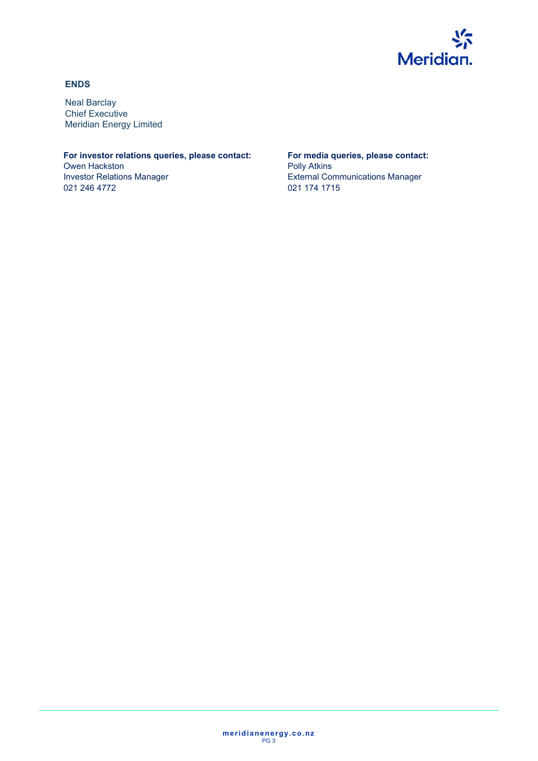**ENDS**

Neal Barclay
Chief Executive
Meridian Energy Limited

**For investor relations queries, please contact:**
Owen Hackston
Investor Relations Manager
021 246 4772

**For media queries, please contact:**
Polly Atkins
External Communications Manager
021 174 1715